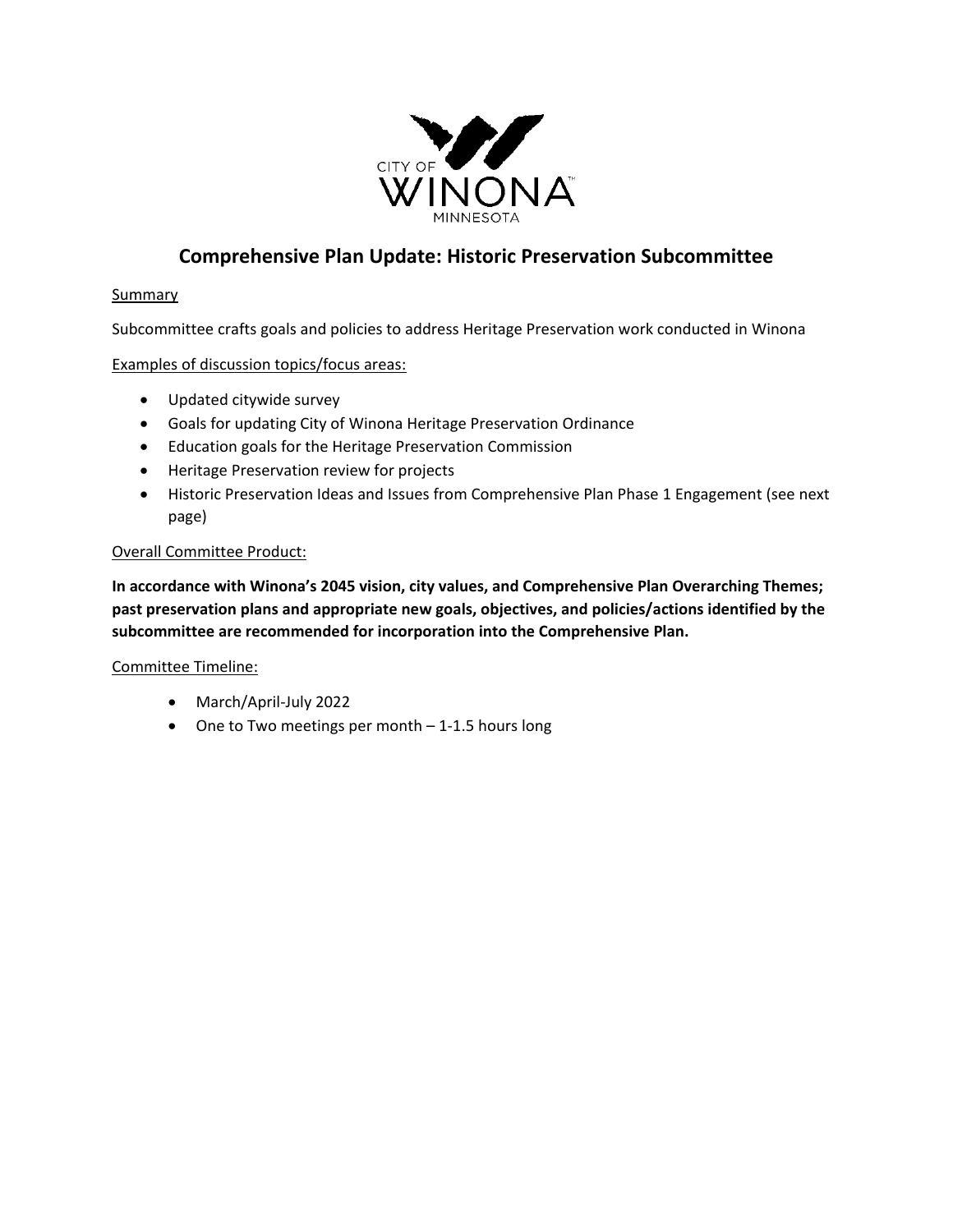# Comprehensive Plan Update: Historic Preservation Subcommittee

Summary

Subcommittee crafts goals and policies to address Heritage Preservation work conducted in Winona

Examples of discussion topics/focus areas:

- Updated citywide survey
- Goals for updating City of Winona Heritage Preservation Ordinance
- Education goals for the Heritage Preservation Commission
- Heritage Preservation review for projects
- Historic Preservation Ideas and Issues from Comprehensive Plan Phase 1 Engagement (see next page)

Overall Committee Product:

**In accordance with Winona's 2045 vision, city values, and Comprehensive Plan Overarching Themes; past preservation plans and appropriate new goals, objectives, and policies/actions identified by the subcommittee are recommended for incorporation into the Comprehensive Plan.**

Committee Timeline:

- March/April-July 2022
- One to Two meetings per month – 1-1.5 hours long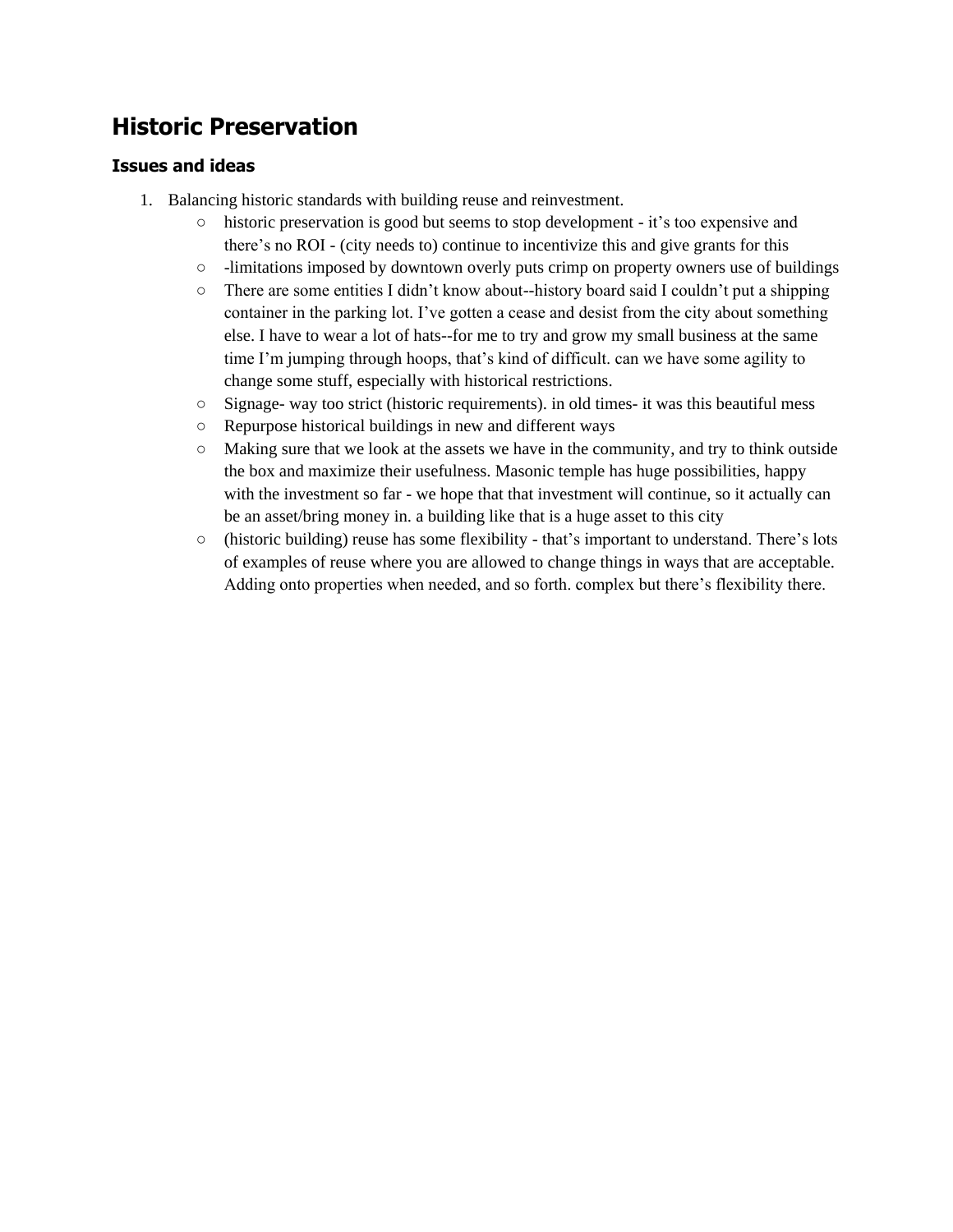# Historic Preservation

### Issues and ideas

1. Balancing historic standards with building reuse and reinvestment.
    - historic preservation is good but seems to stop development - it's too expensive and there's no ROI - (city needs to) continue to incentivize this and give grants for this
    - -limitations imposed by downtown overly puts crimp on property owners use of buildings
    - There are some entities I didn't know about--history board said I couldn't put a shipping container in the parking lot. I've gotten a cease and desist from the city about something else. I have to wear a lot of hats--for me to try and grow my small business at the same time I'm jumping through hoops, that's kind of difficult. can we have some agility to change some stuff, especially with historical restrictions.
    - Signage- way too strict (historic requirements). in old times- it was this beautiful mess
    - Repurpose historical buildings in new and different ways
    - Making sure that we look at the assets we have in the community, and try to think outside the box and maximize their usefulness. Masonic temple has huge possibilities, happy with the investment so far - we hope that that investment will continue, so it actually can be an asset/bring money in. a building like that is a huge asset to this city
    - (historic building) reuse has some flexibility - that's important to understand. There's lots of examples of reuse where you are allowed to change things in ways that are acceptable. Adding onto properties when needed, and so forth. complex but there's flexibility there.